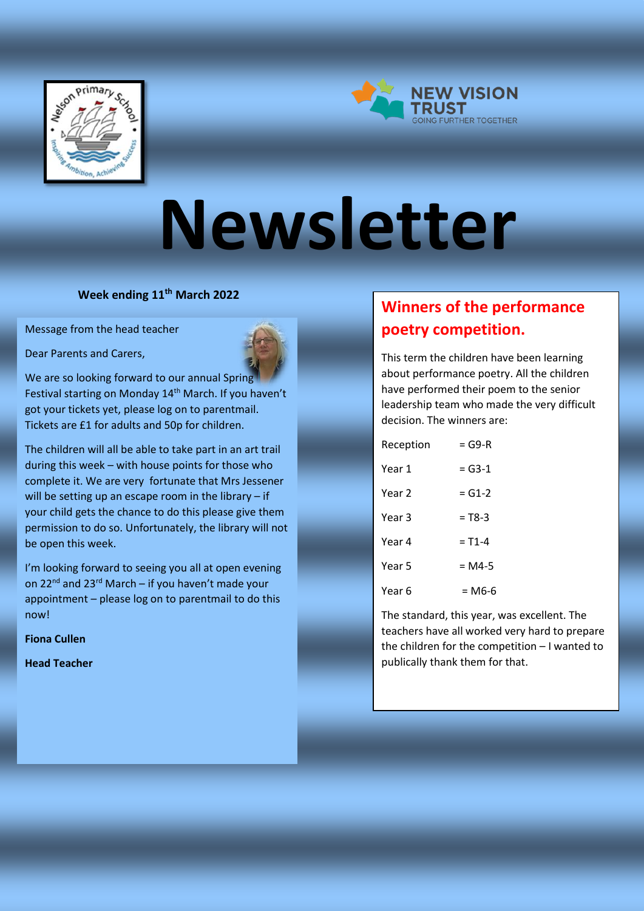# Newsletter

**Week ending 11th March 2022**

Message from the head teacher

Dear Parents and Carers,

We are so looking forward to our annual Spring Festival starting on Monday 14th March. If you haven't got your tickets yet, please log on to parentmail. Tickets are £1 for adults and 50p for children.

The children will all be able to take part in an art trail during this week – with house points for those who complete it. We are very fortunate that Mrs Jessener will be setting up an escape room in the library – if your child gets the chance to do this please give them permission to do so. Unfortunately, the library will not be open this week.

I'm looking forward to seeing you all at open evening on 22nd and 23rd March – if you haven't made your appointment – please log on to parentmail to do this now!

**Fiona Cullen**

**Head Teacher**

## Winners of the performance poetry competition.

This term the children have been learning about performance poetry. All the children have performed their poem to the senior leadership team who made the very difficult decision. The winners are:

| | |
|---|---|
| Reception | = G9-R |
| Year 1 | = G3-1 |
| Year 2 | = G1-2 |
| Year 3 | = T8-3 |
| Year 4 | = T1-4 |
| Year 5 | = M4-5 |
| Year 6 | = M6-6 |

The standard, this year, was excellent. The teachers have all worked very hard to prepare the children for the competition – I wanted to publically thank them for that.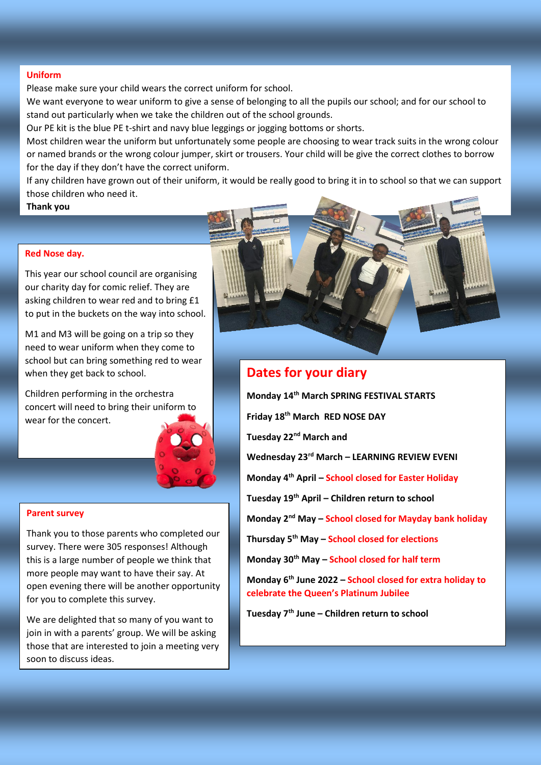## Uniform

Please make sure your child wears the correct uniform for school.

We want everyone to wear uniform to give a sense of belonging to all the pupils our school; and for our school to stand out particularly when we take the children out of the school grounds.

Our PE kit is the blue PE t-shirt and navy blue leggings or jogging bottoms or shorts.

Most children wear the uniform but unfortunately some people are choosing to wear track suits in the wrong colour or named brands or the wrong colour jumper, skirt or trousers. Your child will be give the correct clothes to borrow for the day if they don't have the correct uniform.

If any children have grown out of their uniform, it would be really good to bring it in to school so that we can support those children who need it.

**Thank you**

## Red Nose day.

This year our school council are organising our charity day for comic relief. They are asking children to wear red and to bring £1 to put in the buckets on the way into school.

M1 and M3 will be going on a trip so they need to wear uniform when they come to school but can bring something red to wear when they get back to school.

Children performing in the orchestra concert will need to bring their uniform to wear for the concert.

## Parent survey

Thank you to those parents who completed our survey. There were 305 responses! Although this is a large number of people we think that more people may want to have their say. At open evening there will be another opportunity for you to complete this survey.

We are delighted that so many of you want to join in with a parents' group. We will be asking those that are interested to join a meeting very soon to discuss ideas.

## Dates for your diary

**Monday 14th March SPRING FESTIVAL STARTS**

**Friday 18th March RED NOSE DAY**

**Tuesday 22nd March and**

**Wednesday 23rd March – LEARNING REVIEW EVENI**

**Monday 4th April – School closed for Easter Holiday**

**Tuesday 19th April – Children return to school**

**Monday 2nd May – School closed for Mayday bank holiday**

**Thursday 5th May – School closed for elections**

**Monday 30th May – School closed for half term**

**Monday 6th June 2022 – School closed for extra holiday to celebrate the Queen's Platinum Jubilee**

**Tuesday 7th June – Children return to school**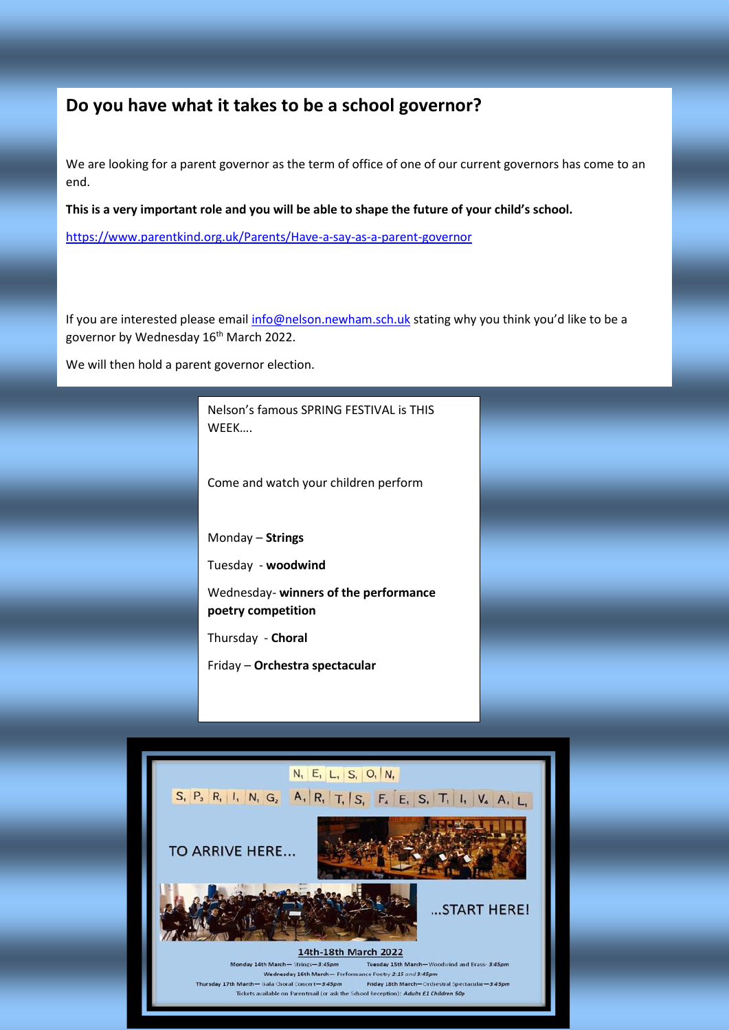## Do you have what it takes to be a school governor?

We are looking for a parent governor as the term of office of one of our current governors has come to an end.

**This is a very important role and you will be able to shape the future of your child's school.**

https://www.parentkind.org.uk/Parents/Have-a-say-as-a-parent-governor

If you are interested please email info@nelson.newham.sch.uk stating why you think you'd like to be a governor by Wednesday 16th March 2022.

We will then hold a parent governor election.

Nelson's famous SPRING FESTIVAL is THIS WEEK….

Come and watch your children perform

Monday – **Strings**

Tuesday - **woodwind**

Wednesday- **winners of the performance poetry competition**

Thursday - **Choral**

Friday – **Orchestra spectacular**

NELSON

SPRING ARTS FESTIVAL

TO ARRIVE HERE…

…START HERE!

14th-18th March 2022

Monday 14th March— Strings—*3:45pm*

Tuesday 15th March—Woodwind and Brass- *3:45pm*

Wednesday 16th March— Performance Poetry *2:15 and 3:45pm*

Thursday 17th March— Gala Choral Concert—*3:45pm*

Friday 18th March—Orchestral Spectacular—*3:45pm*

Tickets available on Parentmail (or ask the School Reception): *Adults £1 Children 50p*